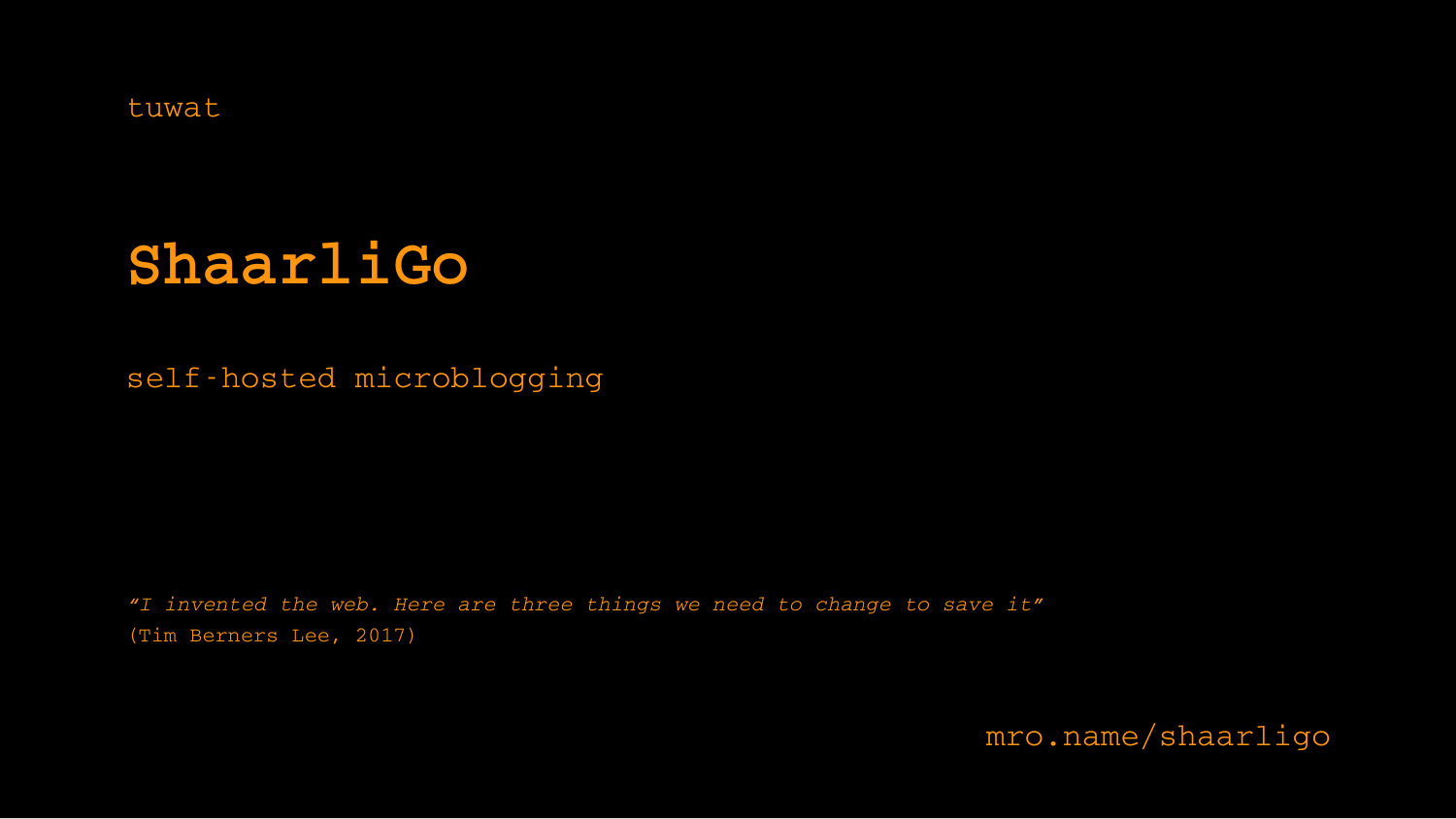tuwat

# ShaarliGo

self-hosted microblogging

*"I invented the web. Here are three things we need to change to save it"*
(Tim Berners Lee, 2017)

mro.name/shaarligo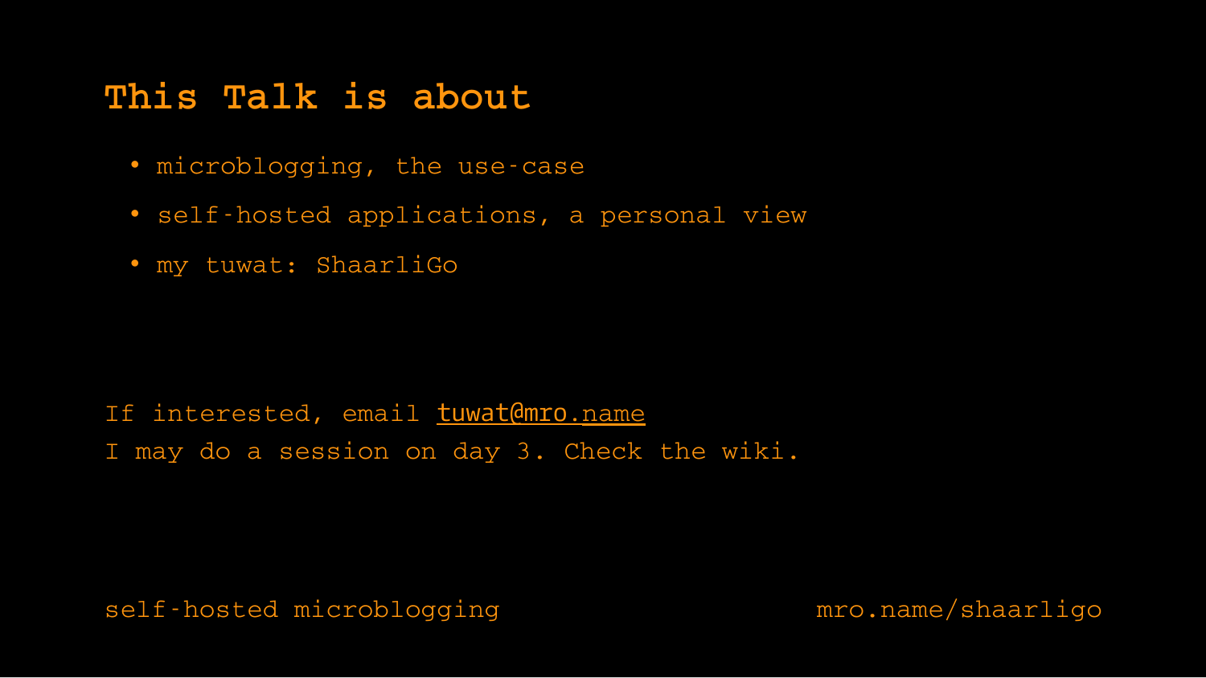# This Talk is about

- microblogging, the use-case
- self-hosted applications, a personal view
- my tuwat: ShaarliGo

If interested, email tuwat@mro.name
I may do a session on day 3. Check the wiki.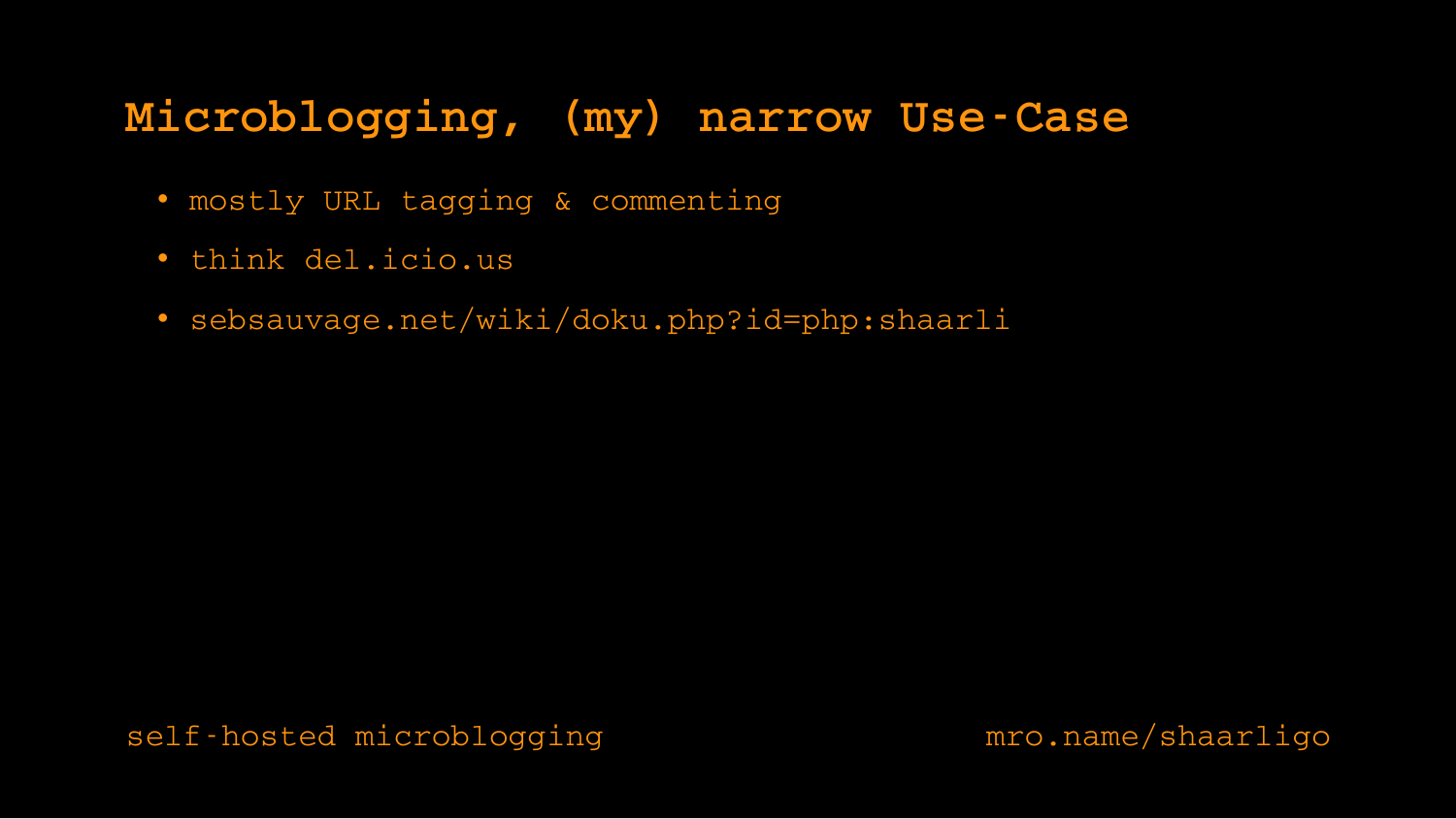# Microblogging, (my) narrow Use-Case

- mostly URL tagging & commenting
- think del.icio.us
- sebsauvage.net/wiki/doku.php?id=php:shaarli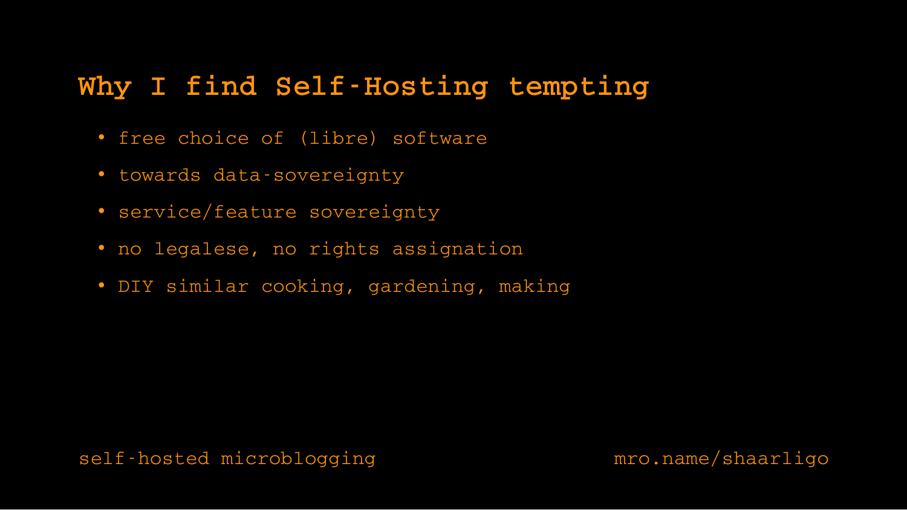# Why I find Self-Hosting tempting

- free choice of (libre) software
- towards data-sovereignty
- service/feature sovereignty
- no legalese, no rights assignation
- DIY similar cooking, gardening, making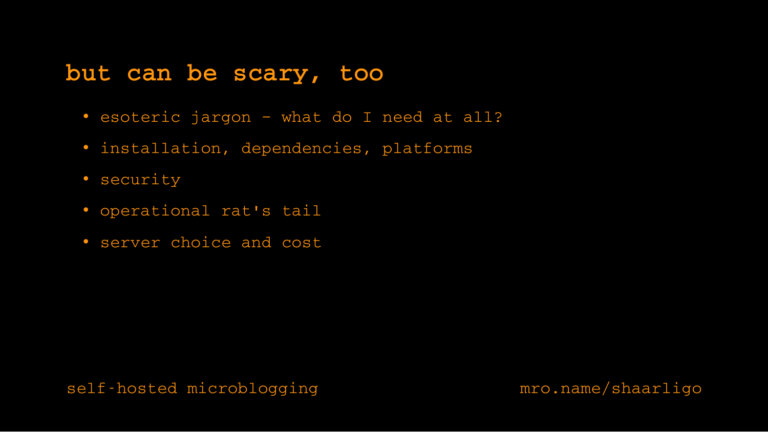# but can be scary, too

- esoteric jargon - what do I need at all?
- installation, dependencies, platforms
- security
- operational rat's tail
- server choice and cost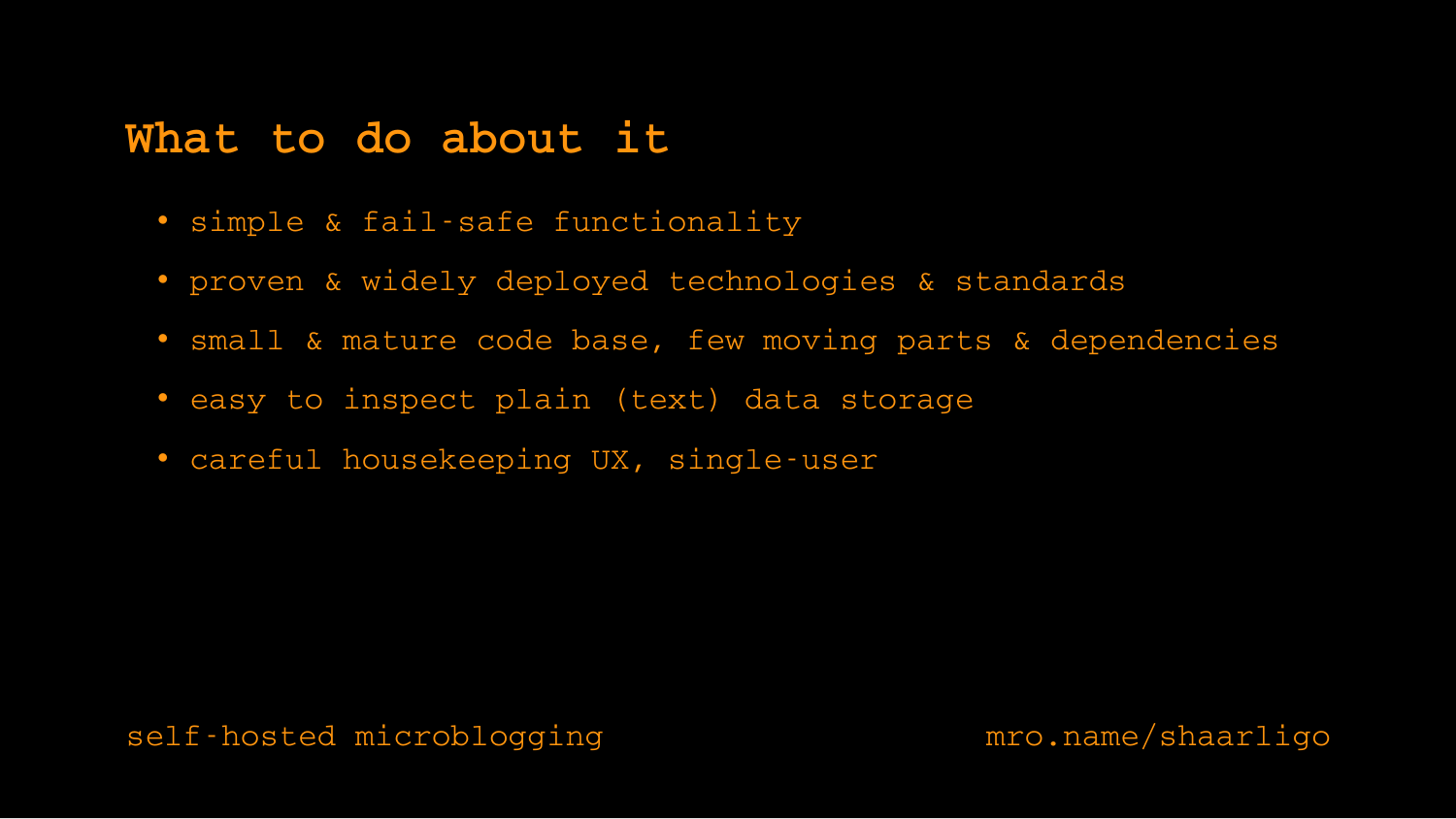# What to do about it

- simple & fail-safe functionality
- proven & widely deployed technologies & standards
- small & mature code base, few moving parts & dependencies
- easy to inspect plain (text) data storage
- careful housekeeping UX, single-user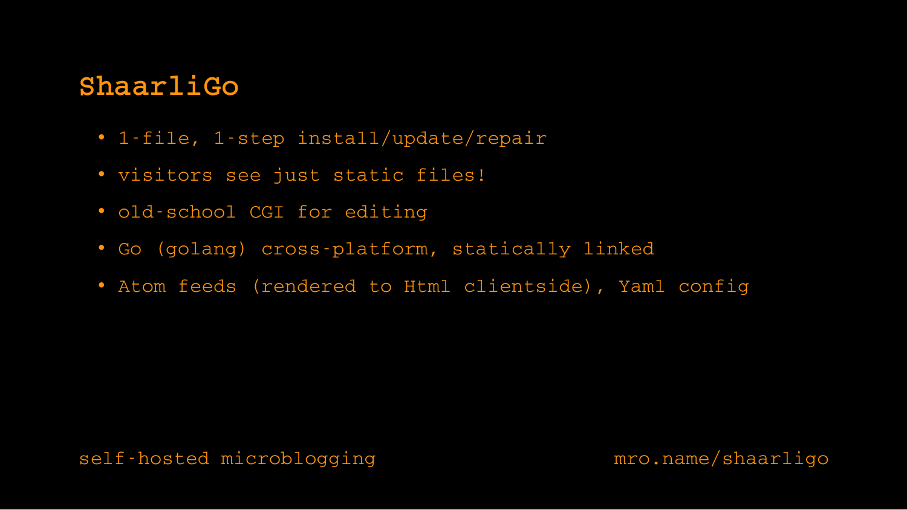# ShaarliGo

- 1-file, 1-step install/update/repair
- visitors see just static files!
- old-school CGI for editing
- Go (golang) cross-platform, statically linked
- Atom feeds (rendered to Html clientside), Yaml config

self-hosted microblogging

mro.name/shaarligo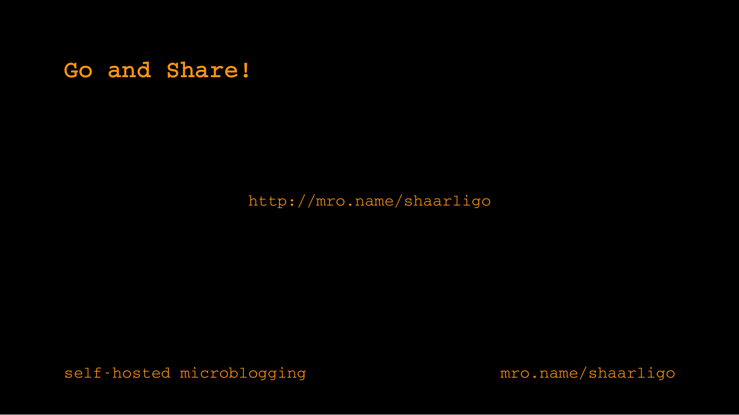# Go and Share!

http://mro.name/shaarligo